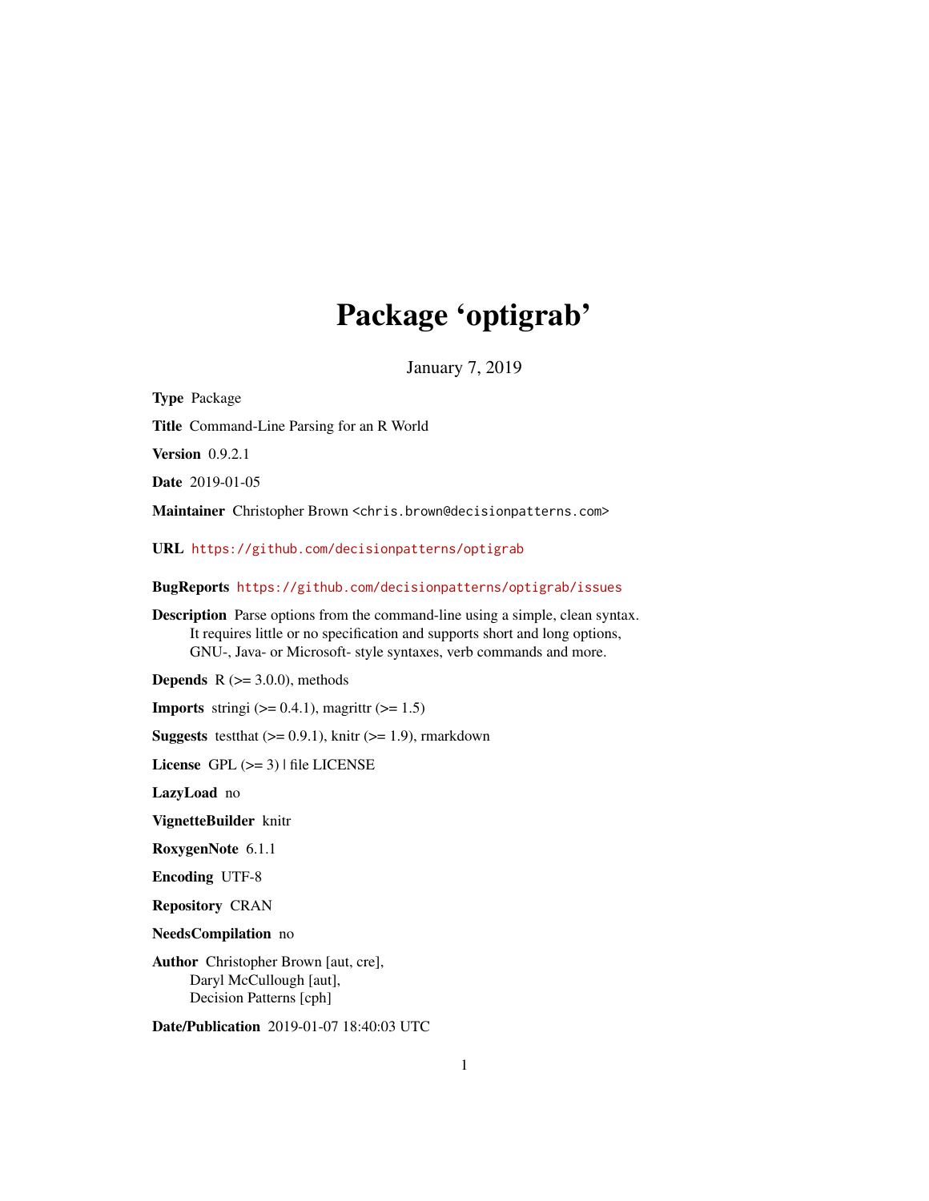# Package 'optigrab'

January 7, 2019

**Type** Package

**Title** Command-Line Parsing for an R World

**Version** 0.9.2.1

**Date** 2019-01-05

**Maintainer** Christopher Brown <chris.brown@decisionpatterns.com>

**URL** https://github.com/decisionpatterns/optigrab

**BugReports** https://github.com/decisionpatterns/optigrab/issues

**Description** Parse options from the command-line using a simple, clean syntax. It requires little or no specification and supports short and long options, GNU-, Java- or Microsoft- style syntaxes, verb commands and more.

**Depends** R (>= 3.0.0), methods

**Imports** stringi (>= 0.4.1), magrittr (>= 1.5)

**Suggests** testthat (>= 0.9.1), knitr (>= 1.9), rmarkdown

**License** GPL (>= 3) | file LICENSE

**LazyLoad** no

**VignetteBuilder** knitr

**RoxygenNote** 6.1.1

**Encoding** UTF-8

**Repository** CRAN

**NeedsCompilation** no

**Author** Christopher Brown [aut, cre], Daryl McCullough [aut], Decision Patterns [cph]

**Date/Publication** 2019-01-07 18:40:03 UTC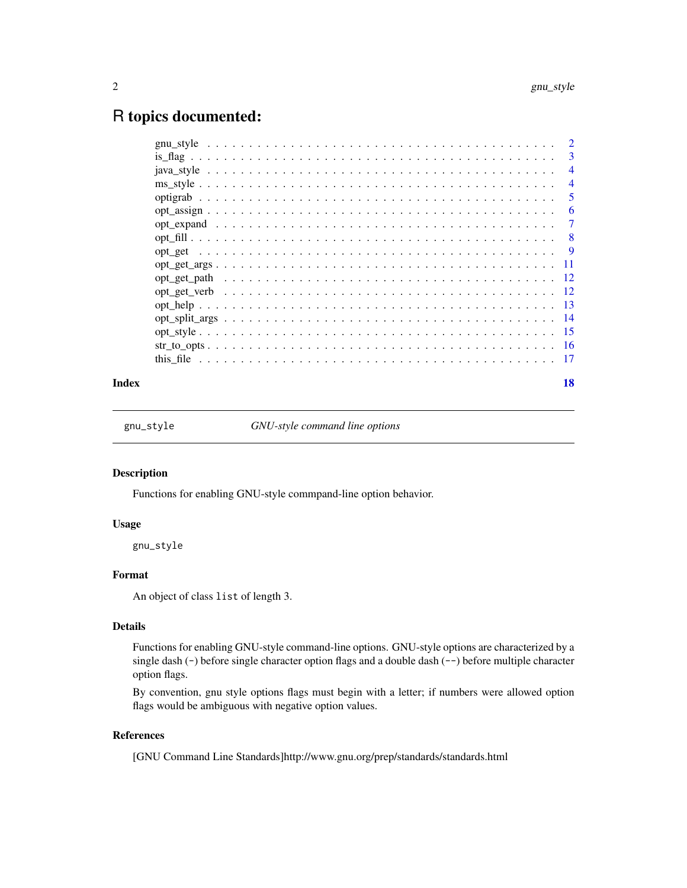# R topics documented:

| | |
|---|---|
| gnu_style | 2 |
| is_flag | 3 |
| java_style | 4 |
| ms_style | 4 |
| optigrab | 5 |
| opt_assign | 6 |
| opt_expand | 7 |
| opt_fill | 8 |
| opt_get | 9 |
| opt_get_args | 11 |
| opt_get_path | 12 |
| opt_get_verb | 12 |
| opt_help | 13 |
| opt_split_args | 14 |
| opt_style | 15 |
| str_to_opts | 16 |
| this_file | 17 |
| **Index** | **18** |

---

`gnu_style` *GNU-style command line options*

---

### Description

Functions for enabling GNU-style commpand-line option behavior.

### Usage

```
gnu_style
```

### Format

An object of class `list` of length 3.

### Details

Functions for enabling GNU-style command-line options. GNU-style options are characterized by a single dash (`-`) before single character option flags and a double dash (`--`) before multiple character option flags.

By convention, gnu style options flags must begin with a letter; if numbers were allowed option flags would be ambiguous with negative option values.

### References

[GNU Command Line Standards]http://www.gnu.org/prep/standards/standards.html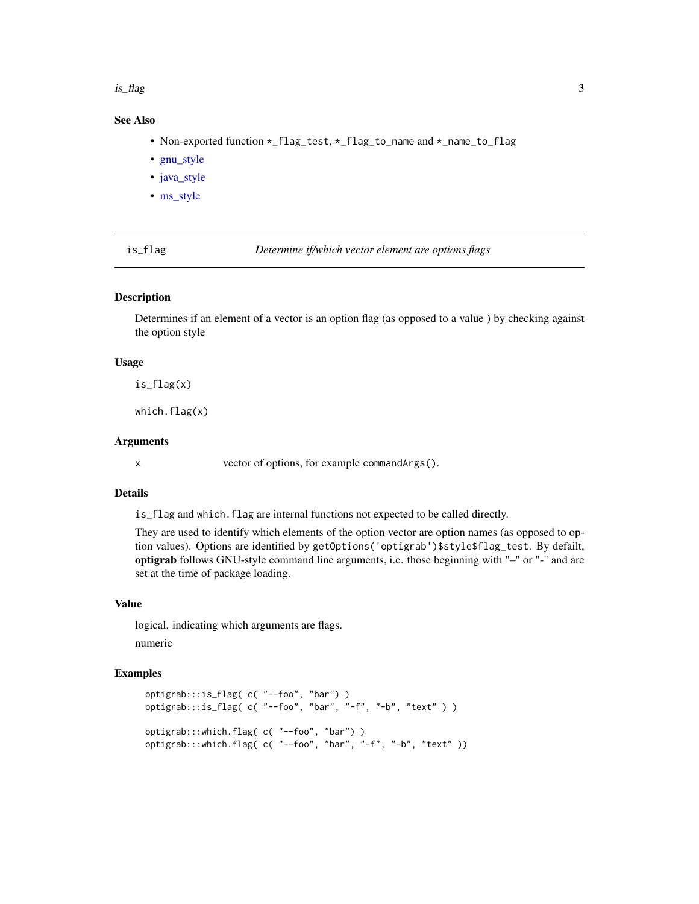## See Also

- Non-exported function *_flag_test, *_flag_to_name and *_name_to_flag
- gnu_style
- java_style
- ms_style

---

is_flag *Determine if/which vector element are options flags*

---

## Description

Determines if an element of a vector is an option flag (as opposed to a value ) by checking against the option style

## Usage

```
is_flag(x)

which.flag(x)
```

## Arguments

x vector of options, for example `commandArgs()`.

## Details

`is_flag` and `which.flag` are internal functions not expected to be called directly.

They are used to identify which elements of the option vector are option names (as opposed to option values). Options are identified by `getOptions('optigrab')$style$flag_test`. By defailt, **optigrab** follows GNU-style command line arguments, i.e. those beginning with "–" or "-" and are set at the time of package loading.

## Value

logical. indicating which arguments are flags.

numeric

## Examples

```
optigrab:::is_flag( c( "--foo", "bar") )
optigrab:::is_flag( c( "--foo", "bar", "-f", "-b", "text" ) )

optigrab:::which.flag( c( "--foo", "bar") )
optigrab:::which.flag( c( "--foo", "bar", "-f", "-b", "text" ))
```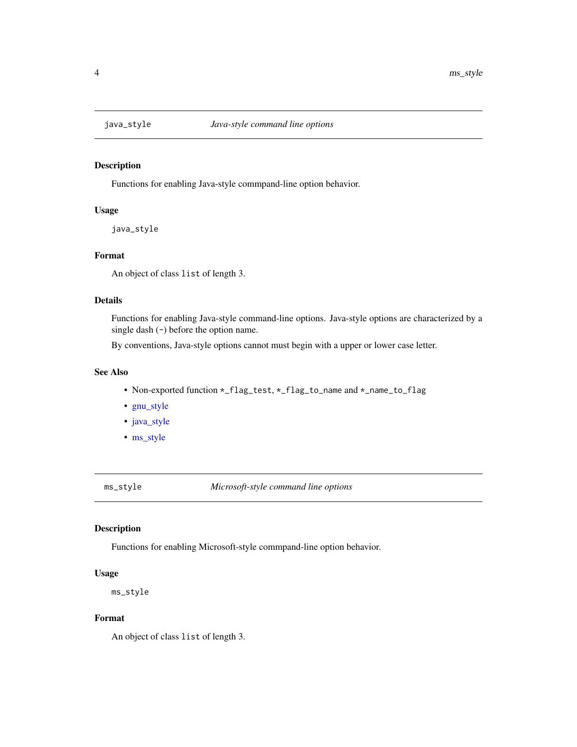## java_style — *Java-style command line options*

### Description

Functions for enabling Java-style commpand-line option behavior.

### Usage

```
java_style
```

### Format

An object of class `list` of length 3.

### Details

Functions for enabling Java-style command-line options. Java-style options are characterized by a single dash (`-`) before the option name.

By conventions, Java-style options cannot must begin with a upper or lower case letter.

### See Also

- Non-exported function `*_flag_test`, `*_flag_to_name` and `*_name_to_flag`
- gnu_style
- java_style
- ms_style

## ms_style — *Microsoft-style command line options*

### Description

Functions for enabling Microsoft-style commpand-line option behavior.

### Usage

```
ms_style
```

### Format

An object of class `list` of length 3.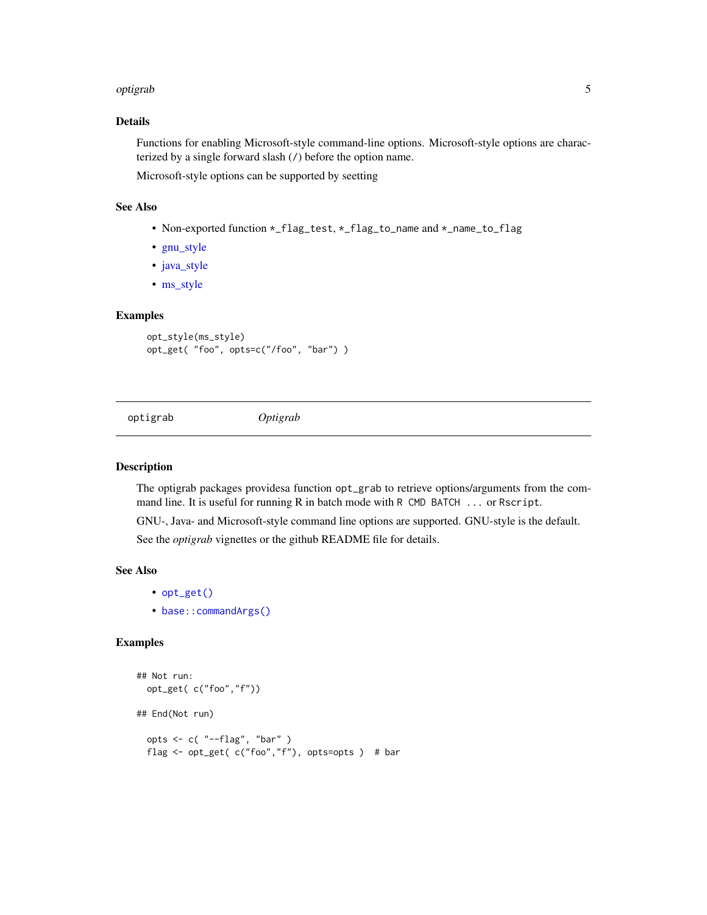### Details

Functions for enabling Microsoft-style command-line options. Microsoft-style options are characterized by a single forward slash (/) before the option name.

Microsoft-style options can be supported by seetting

### See Also

- Non-exported function *_flag_test, *_flag_to_name and *_name_to_flag
- gnu_style
- java_style
- ms_style

### Examples

```
opt_style(ms_style)
opt_get( "foo", opts=c("/foo", "bar") )
```

---

## optigrab — *Optigrab*

---

### Description

The optigrab packages providesa function `opt_grab` to retrieve options/arguments from the command line. It is useful for running R in batch mode with `R CMD BATCH ...` or `Rscript`.

GNU-, Java- and Microsoft-style command line options are supported. GNU-style is the default.

See the *optigrab* vignettes or the github README file for details.

### See Also

- `opt_get()`
- `base::commandArgs()`

### Examples

```
## Not run:
  opt_get( c("foo","f"))

## End(Not run)

  opts <- c( "--flag", "bar" )
  flag <- opt_get( c("foo","f"), opts=opts )  # bar
```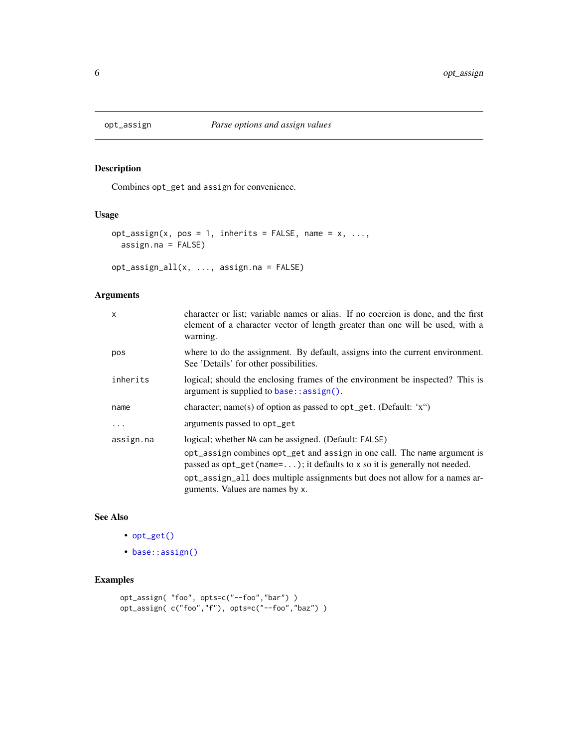## opt_assign — *Parse options and assign values*

### Description

Combines `opt_get` and `assign` for convenience.

### Usage

```
opt_assign(x, pos = 1, inherits = FALSE, name = x, ...,
  assign.na = FALSE)

opt_assign_all(x, ..., assign.na = FALSE)
```

### Arguments

| | |
|---|---|
| `x` | character or list; variable names or alias. If no coercion is done, and the first element of a character vector of length greater than one will be used, with a warning. |
| `pos` | where to do the assignment. By default, assigns into the current environment. See 'Details' for other possibilities. |
| `inherits` | logical; should the enclosing frames of the environment be inspected? This is argument is supplied to `base::assign()`. |
| `name` | character; name(s) of option as passed to `opt_get`. (Default: 'x'') |
| `...` | arguments passed to `opt_get` |
| `assign.na` | logical; whether `NA` can be assigned. (Default: `FALSE`)<br>`opt_assign` combines `opt_get` and `assign` in one call. The `name` argument is passed as `opt_get(name=...)`; it defaults to `x` so it is generally not needed.<br>`opt_assign_all` does multiple assignments but does not allow for a names arguments. Values are names by `x`. |

### See Also

- `opt_get()`
- `base::assign()`

### Examples

```
opt_assign( "foo", opts=c("--foo","bar") )
opt_assign( c("foo","f"), opts=c("--foo","baz") )
```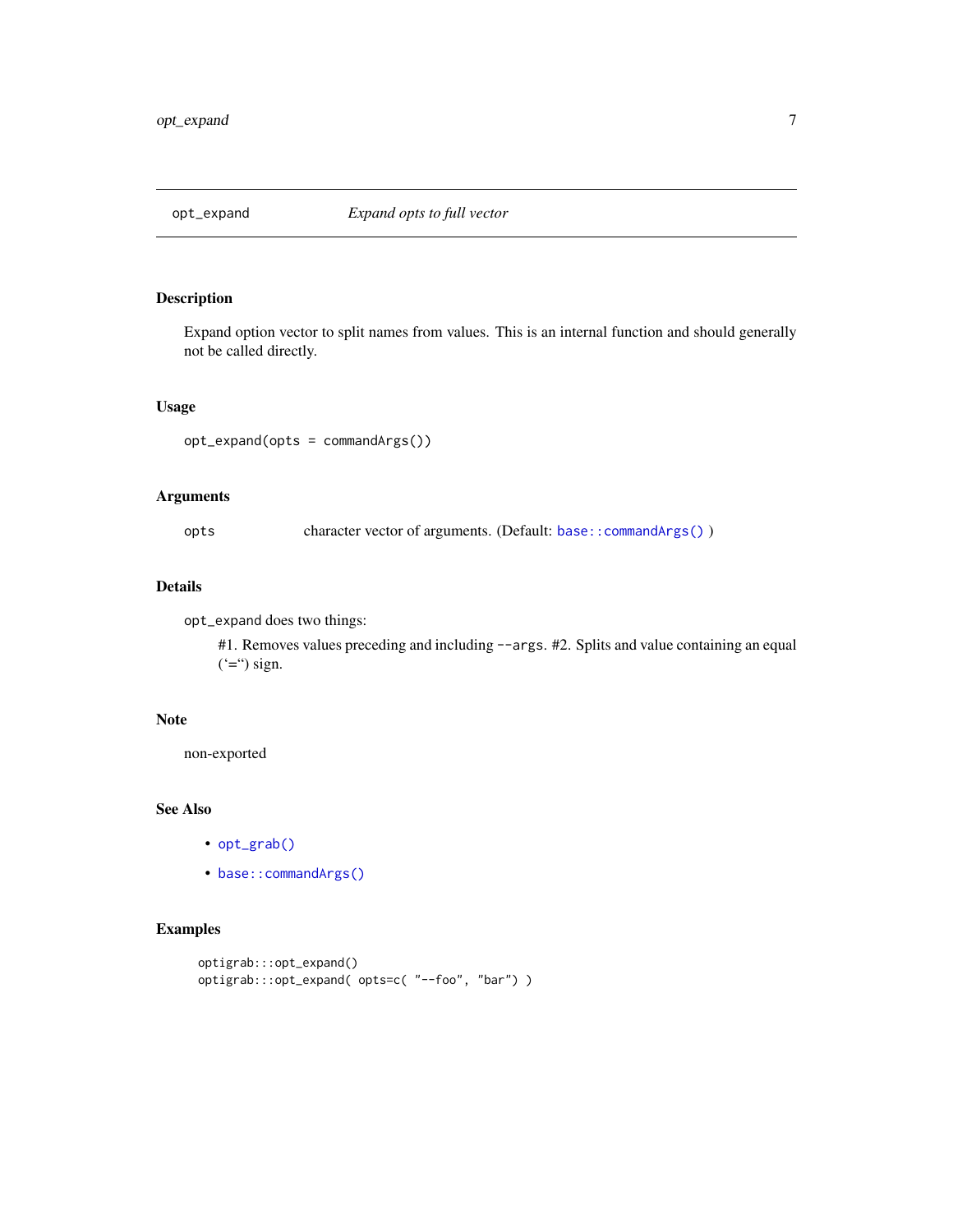## opt_expand — *Expand opts to full vector*

### Description

Expand option vector to split names from values. This is an internal function and should generally not be called directly.

### Usage

```
opt_expand(opts = commandArgs())
```

### Arguments

| | |
|---|---|
| opts | character vector of arguments. (Default: base::commandArgs() ) |

### Details

opt_expand does two things:

> #1. Removes values preceding and including --args. #2. Splits and value containing an equal ('="') sign.

### Note

non-exported

### See Also

- opt_grab()
- base::commandArgs()

### Examples

```
optigrab:::opt_expand()
optigrab:::opt_expand( opts=c( "--foo", "bar") )
```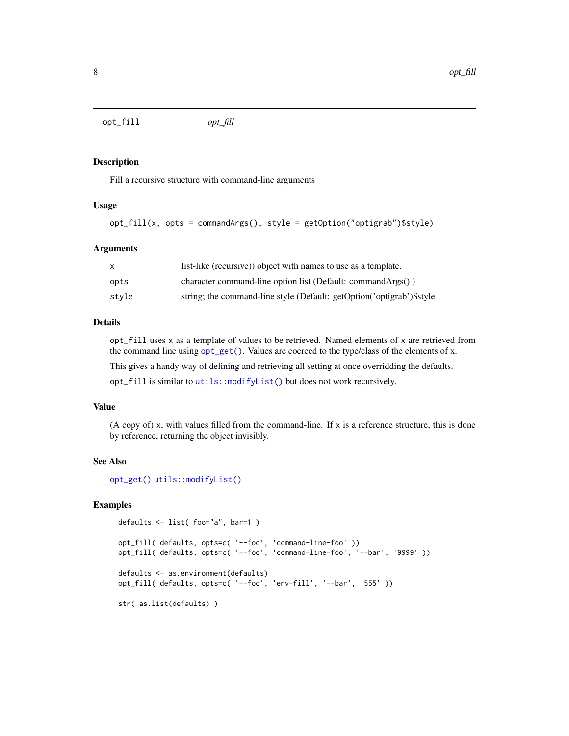## opt_fill *opt_fill*

### Description

Fill a recursive structure with command-line arguments

### Usage

```
opt_fill(x, opts = commandArgs(), style = getOption("optigrab")$style)
```

### Arguments

| | |
|---|---|
| x | list-like (recursive)) object with names to use as a template. |
| opts | character command-line option list (Default: commandArgs() ) |
| style | string; the command-line style (Default: getOption('optigrab')$style |

### Details

`opt_fill` uses `x` as a template of values to be retrieved. Named elements of `x` are retrieved from the command line using `opt_get()`. Values are coerced to the type/class of the elements of `x`.

This gives a handy way of defining and retrieving all setting at once overridding the defaults.

`opt_fill` is similar to `utils::modifyList()` but does not work recursively.

### Value

(A copy of) `x`, with values filled from the command-line. If `x` is a reference structure, this is done by reference, returning the object invisibly.

### See Also

`opt_get()` `utils::modifyList()`

### Examples

```
defaults <- list( foo="a", bar=1 )

opt_fill( defaults, opts=c( '--foo', 'command-line-foo' ))
opt_fill( defaults, opts=c( '--foo', 'command-line-foo', '--bar', '9999' ))

defaults <- as.environment(defaults)
opt_fill( defaults, opts=c( '--foo', 'env-fill', '--bar', '555' ))

str( as.list(defaults) )
```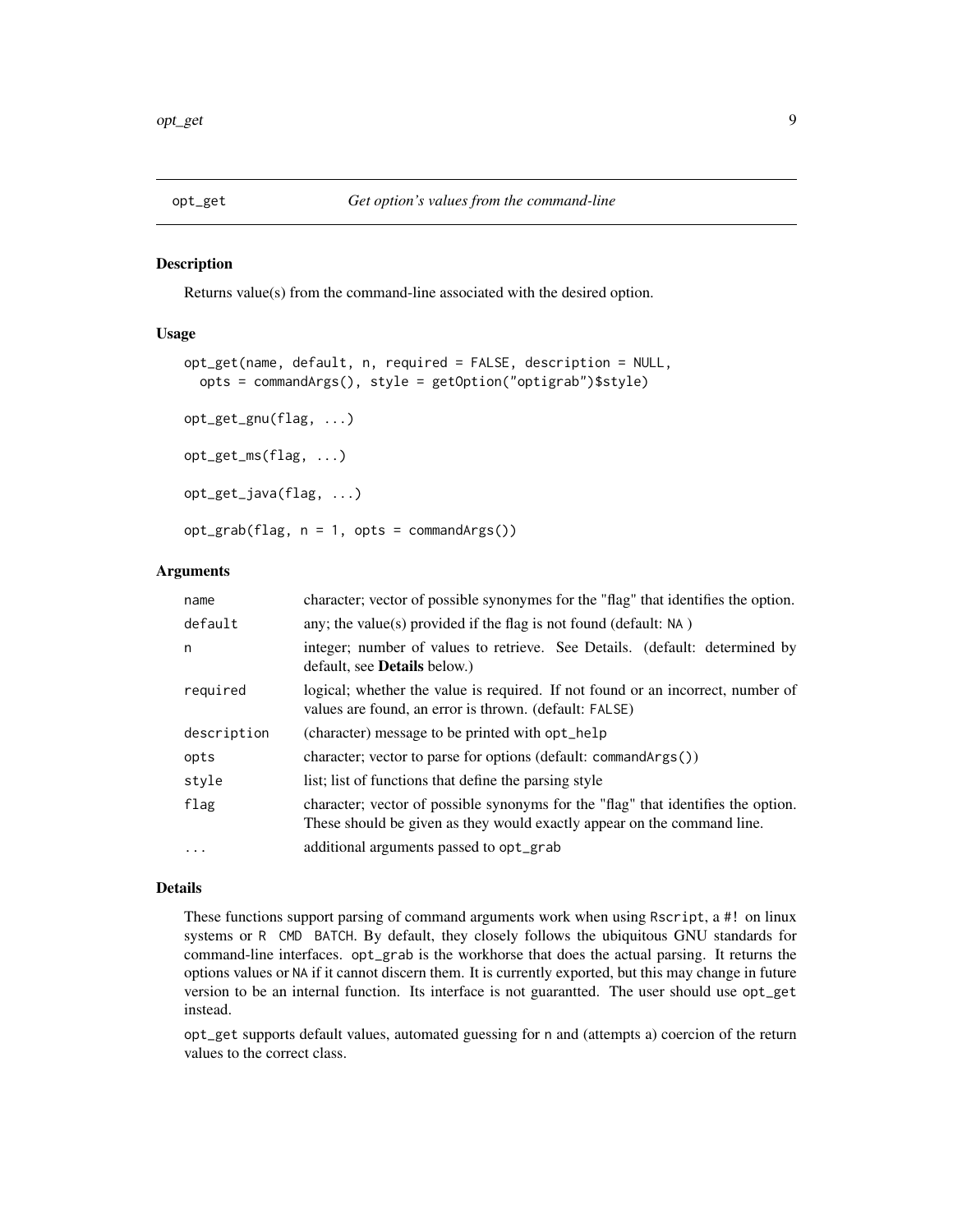## opt_get — *Get option's values from the command-line*

### Description

Returns value(s) from the command-line associated with the desired option.

### Usage

```
opt_get(name, default, n, required = FALSE, description = NULL,
  opts = commandArgs(), style = getOption("optigrab")$style)

opt_get_gnu(flag, ...)

opt_get_ms(flag, ...)

opt_get_java(flag, ...)

opt_grab(flag, n = 1, opts = commandArgs())
```

### Arguments

| Argument | Description |
|---|---|
| `name` | character; vector of possible synonymes for the "flag" that identifies the option. |
| `default` | any; the value(s) provided if the flag is not found (default: `NA` ) |
| `n` | integer; number of values to retrieve. See Details. (default: determined by default, see **Details** below.) |
| `required` | logical; whether the value is required. If not found or an incorrect, number of values are found, an error is thrown. (default: `FALSE`) |
| `description` | (character) message to be printed with `opt_help` |
| `opts` | character; vector to parse for options (default: `commandArgs()`) |
| `style` | list; list of functions that define the parsing style |
| `flag` | character; vector of possible synonyms for the "flag" that identifies the option. These should be given as they would exactly appear on the command line. |
| `...` | additional arguments passed to `opt_grab` |

### Details

These functions support parsing of command arguments work when using `Rscript`, a `#!` on linux systems or `R CMD BATCH`. By default, they closely follows the ubiquitous GNU standards for command-line interfaces. `opt_grab` is the workhorse that does the actual parsing. It returns the options values or `NA` if it cannot discern them. It is currently exported, but this may change in future version to be an internal function. Its interface is not guarantted. The user should use `opt_get` instead.

`opt_get` supports default values, automated guessing for `n` and (attempts a) coercion of the return values to the correct class.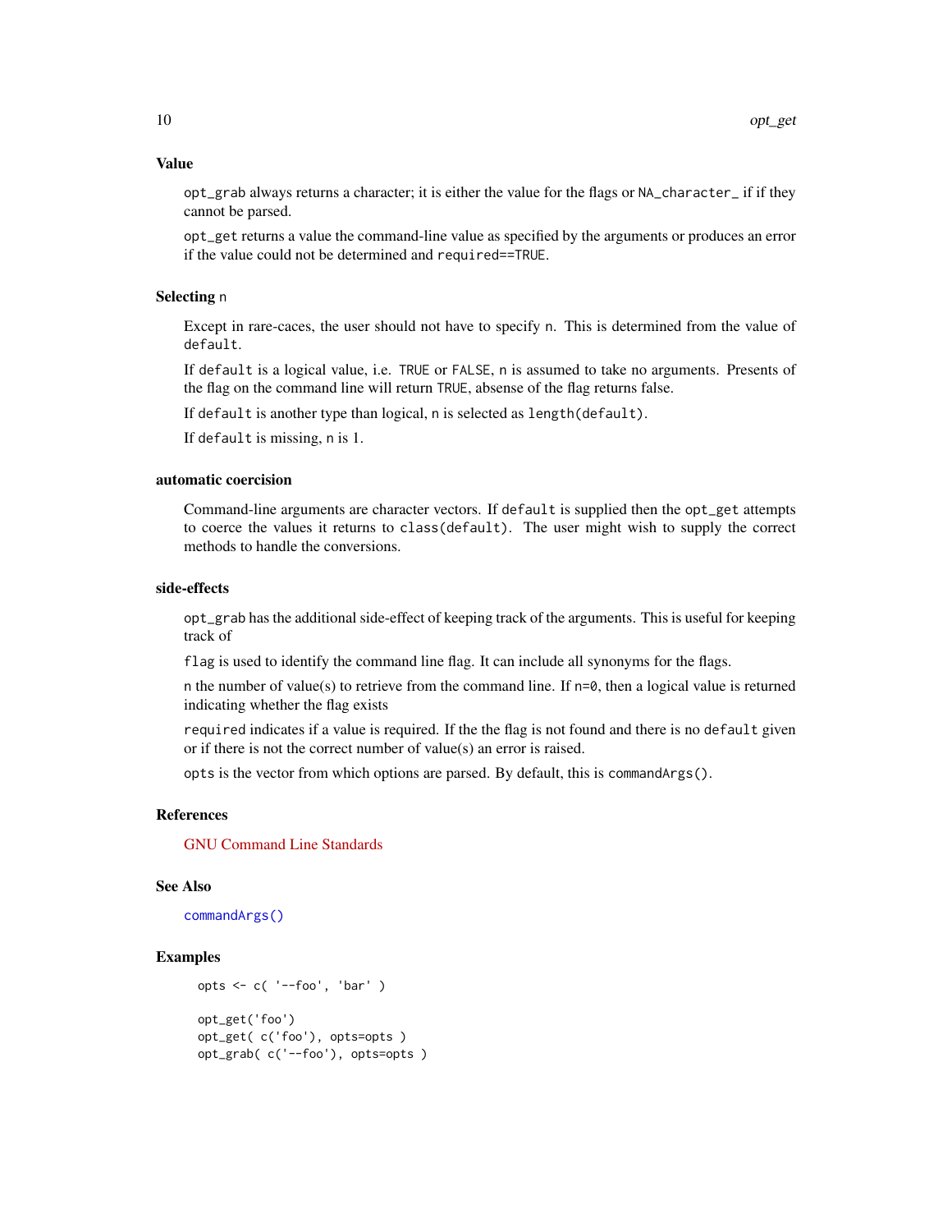## Value

`opt_grab` always returns a character; it is either the value for the flags or `NA_character_` if if they cannot be parsed.

`opt_get` returns a value the command-line value as specified by the arguments or produces an error if the value could not be determined and `required==TRUE`.

## Selecting `n`

Except in rare-caces, the user should not have to specify `n`. This is determined from the value of `default`.

If `default` is a logical value, i.e. `TRUE` or `FALSE`, `n` is assumed to take no arguments. Presents of the flag on the command line will return `TRUE`, absense of the flag returns false.

If `default` is another type than logical, `n` is selected as `length(default)`.

If `default` is missing, `n` is 1.

## automatic coercision

Command-line arguments are character vectors. If `default` is supplied then the `opt_get` attempts to coerce the values it returns to `class(default)`. The user might wish to supply the correct methods to handle the conversions.

## side-effects

`opt_grab` has the additional side-effect of keeping track of the arguments. This is useful for keeping track of

`flag` is used to identify the command line flag. It can include all synonyms for the flags.

`n` the number of value(s) to retrieve from the command line. If `n=0`, then a logical value is returned indicating whether the flag exists

`required` indicates if a value is required. If the the flag is not found and there is no `default` given or if there is not the correct number of value(s) an error is raised.

`opts` is the vector from which options are parsed. By default, this is `commandArgs()`.

## References

GNU Command Line Standards

## See Also

`commandArgs()`

## Examples

```
opts <- c( '--foo', 'bar' )

opt_get('foo')
opt_get( c('foo'), opts=opts )
opt_grab( c('--foo'), opts=opts )
```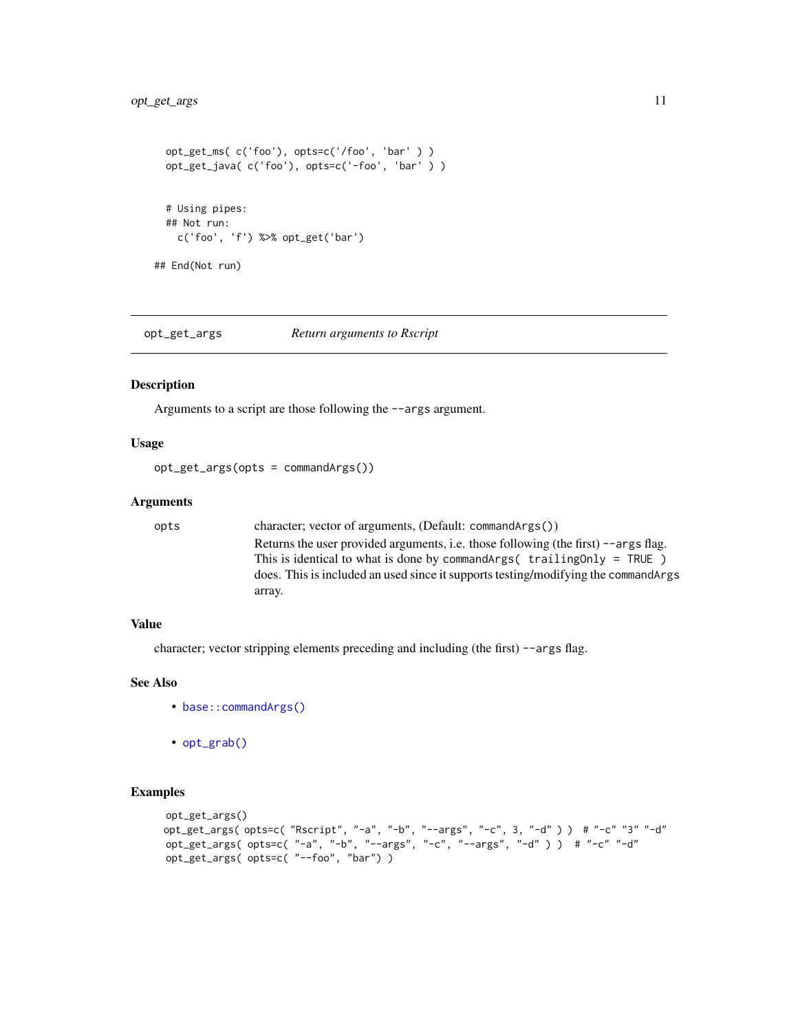```
  opt_get_ms( c('foo'), opts=c('/foo', 'bar' ) )
  opt_get_java( c('foo'), opts=c('-foo', 'bar' ) )


  # Using pipes:
  ## Not run:
    c('foo', 'f') %>% opt_get('bar')

## End(Not run)
```

---

## opt_get_args — *Return arguments to Rscript*

### Description

Arguments to a script are those following the `--args` argument.

### Usage

```
opt_get_args(opts = commandArgs())
```

### Arguments

| | |
|---|---|
| `opts` | character; vector of arguments, (Default: `commandArgs()`) Returns the user provided arguments, i.e. those following (the first) `--args` flag. This is identical to what is done by `commandArgs( trailingOnly = TRUE )` does. This is included an used since it supports testing/modifying the `commandArgs` array. |

### Value

character; vector stripping elements preceding and including (the first) `--args` flag.

### See Also

- `base::commandArgs()`
- `opt_grab()`

### Examples

```
opt_get_args()
opt_get_args( opts=c( "Rscript", "-a", "-b", "--args", "-c", 3, "-d" ) )  # "-c" "3" "-d"
opt_get_args( opts=c( "-a", "-b", "--args", "-c", "--args", "-d" ) )  # "-c" "-d"
opt_get_args( opts=c( "--foo", "bar") )
```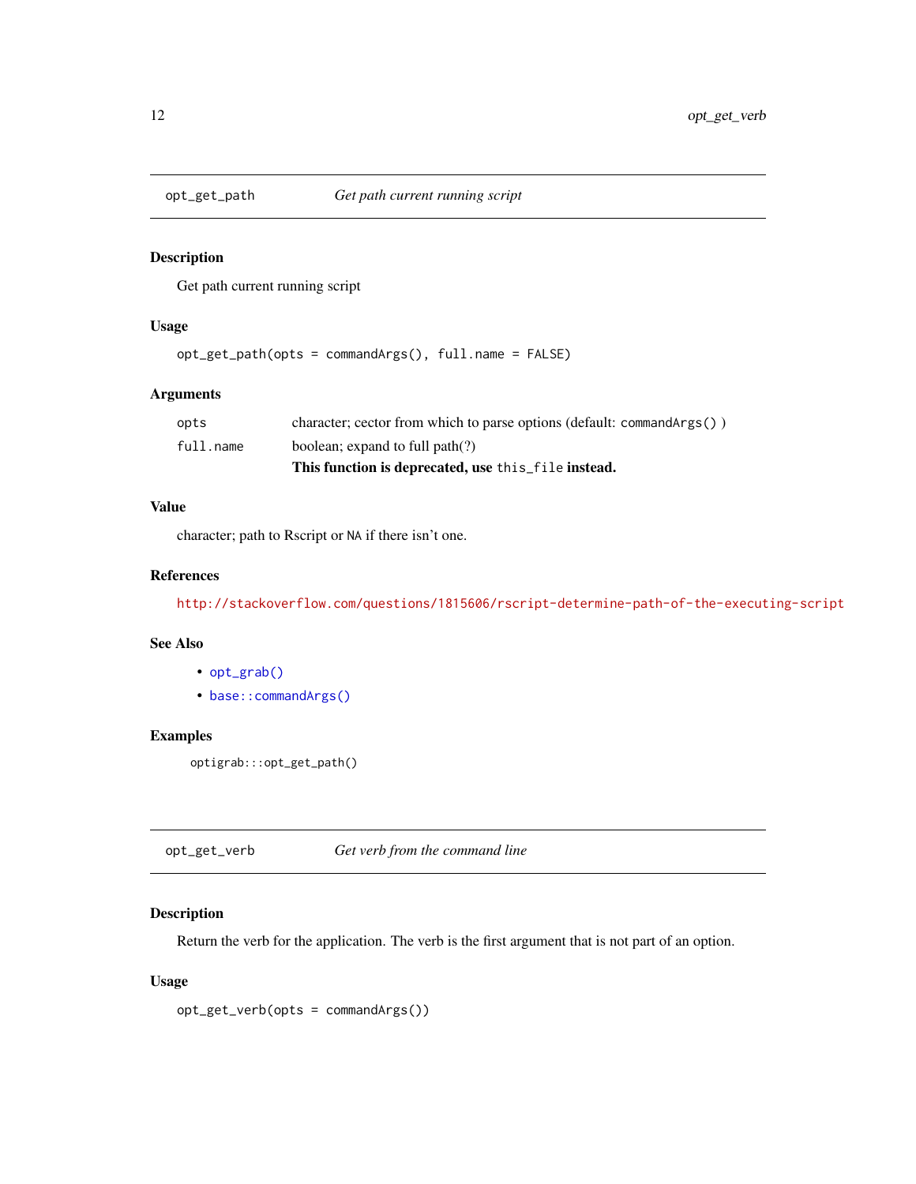## opt_get_path — *Get path current running script*

### Description

Get path current running script

### Usage

```
opt_get_path(opts = commandArgs(), full.name = FALSE)
```

### Arguments

| | |
|---|---|
| `opts` | character; cector from which to parse options (default: `commandArgs()` ) |
| `full.name` | boolean; expand to full path(?) **This function is deprecated, use `this_file` instead.** |

### Value

character; path to Rscript or `NA` if there isn't one.

### References

http://stackoverflow.com/questions/1815606/rscript-determine-path-of-the-executing-script

### See Also

- `opt_grab()`
- `base::commandArgs()`

### Examples

```
optigrab:::opt_get_path()
```

## opt_get_verb — *Get verb from the command line*

### Description

Return the verb for the application. The verb is the first argument that is not part of an option.

### Usage

```
opt_get_verb(opts = commandArgs())
```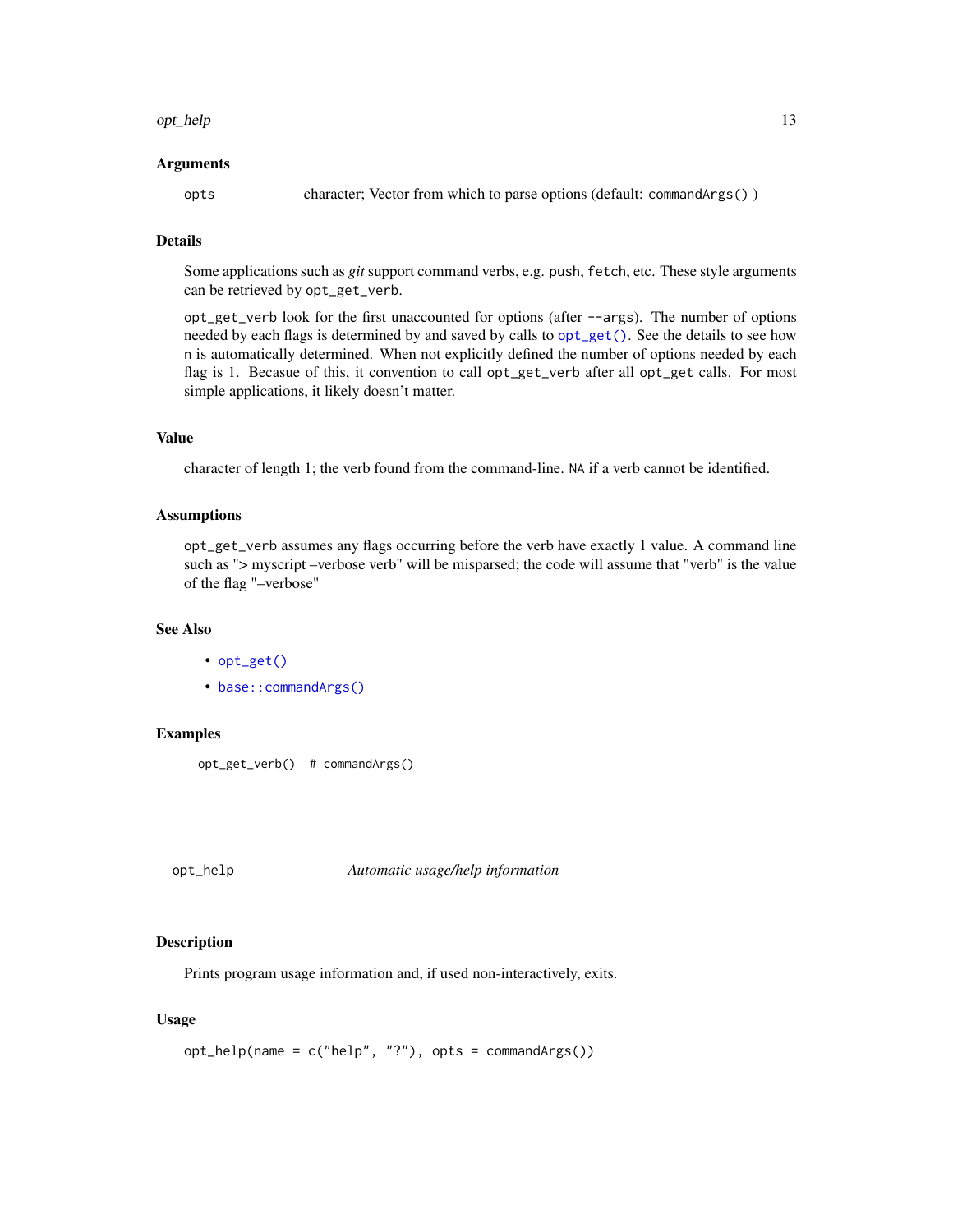## Arguments

opts character; Vector from which to parse options (default: `commandArgs()` )

## Details

Some applications such as *git* support command verbs, e.g. `push`, `fetch`, etc. These style arguments can be retrieved by `opt_get_verb`.

`opt_get_verb` look for the first unaccounted for options (after `--args`). The number of options needed by each flags is determined by and saved by calls to `opt_get()`. See the details to see how `n` is automatically determined. When not explicitly defined the number of options needed by each flag is 1. Becasue of this, it convention to call `opt_get_verb` after all `opt_get` calls. For most simple applications, it likely doesn't matter.

## Value

character of length 1; the verb found from the command-line. `NA` if a verb cannot be identified.

## Assumptions

`opt_get_verb` assumes any flags occurring before the verb have exactly 1 value. A command line such as "> myscript –verbose verb" will be misparsed; the code will assume that "verb" is the value of the flag "–verbose"

## See Also

- `opt_get()`
- `base::commandArgs()`

## Examples

```
opt_get_verb()  # commandArgs()
```

---

# opt_help *Automatic usage/help information*

## Description

Prints program usage information and, if used non-interactively, exits.

## Usage

```
opt_help(name = c("help", "?"), opts = commandArgs())
```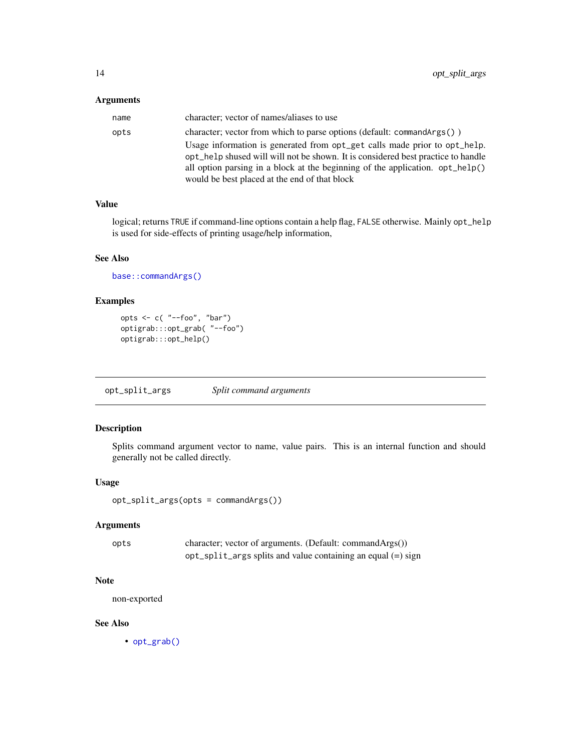### Arguments

| | |
|---|---|
| name | character; vector of names/aliases to use |
| opts | character; vector from which to parse options (default: `commandArgs()` )<br>Usage information is generated from `opt_get` calls made prior to `opt_help`. `opt_help` shused will will not be shown. It is considered best practice to handle all option parsing in a block at the beginning of the application. `opt_help()` would be best placed at the end of that block |

### Value

logical; returns `TRUE` if command-line options contain a help flag, `FALSE` otherwise. Mainly `opt_help` is used for side-effects of printing usage/help information,

### See Also

`base::commandArgs()`

### Examples

```
opts <- c( "--foo", "bar")
optigrab:::opt_grab( "--foo")
optigrab:::opt_help()
```

---

## opt_split_args *Split command arguments*

### Description

Splits command argument vector to name, value pairs. This is an internal function and should generally not be called directly.

### Usage

```
opt_split_args(opts = commandArgs())
```

### Arguments

| | |
|---|---|
| opts | character; vector of arguments. (Default: commandArgs())<br>`opt_split_args` splits and value containing an equal (=) sign |

### Note

non-exported

### See Also

- `opt_grab()`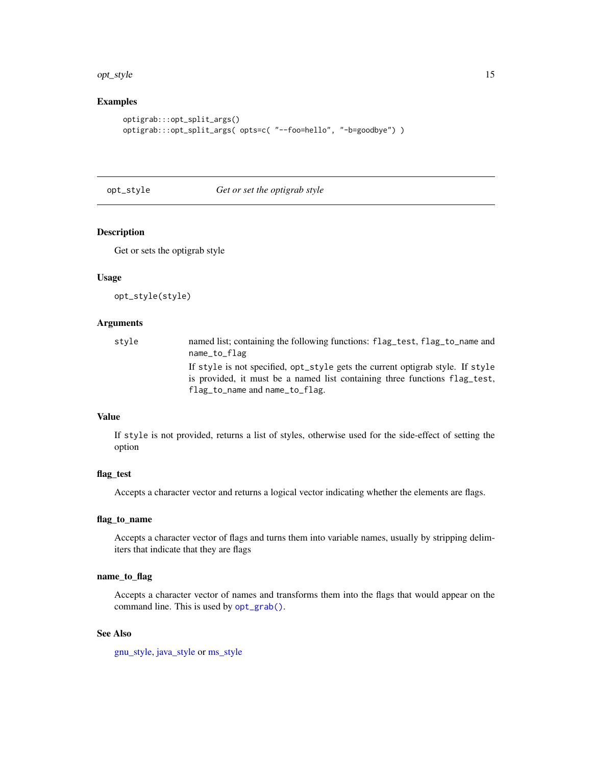## Examples

```
optigrab:::opt_split_args()
optigrab:::opt_split_args( opts=c( "--foo=hello", "-b=goodbye") )
```

---

# opt_style — *Get or set the optigrab style*

## Description

Get or sets the optigrab style

## Usage

```
opt_style(style)
```

## Arguments

| | |
|---|---|
| style | named list; containing the following functions: `flag_test`, `flag_to_name` and `name_to_flag`<br><br>If `style` is not specified, `opt_style` gets the current optigrab style. If `style` is provided, it must be a named list containing three functions `flag_test`, `flag_to_name` and `name_to_flag`. |

## Value

If `style` is not provided, returns a list of styles, otherwise used for the side-effect of setting the option

## flag_test

Accepts a character vector and returns a logical vector indicating whether the elements are flags.

## flag_to_name

Accepts a character vector of flags and turns them into variable names, usually by stripping delimiters that indicate that they are flags

## name_to_flag

Accepts a character vector of names and transforms them into the flags that would appear on the command line. This is used by `opt_grab()`.

## See Also

gnu_style, java_style or ms_style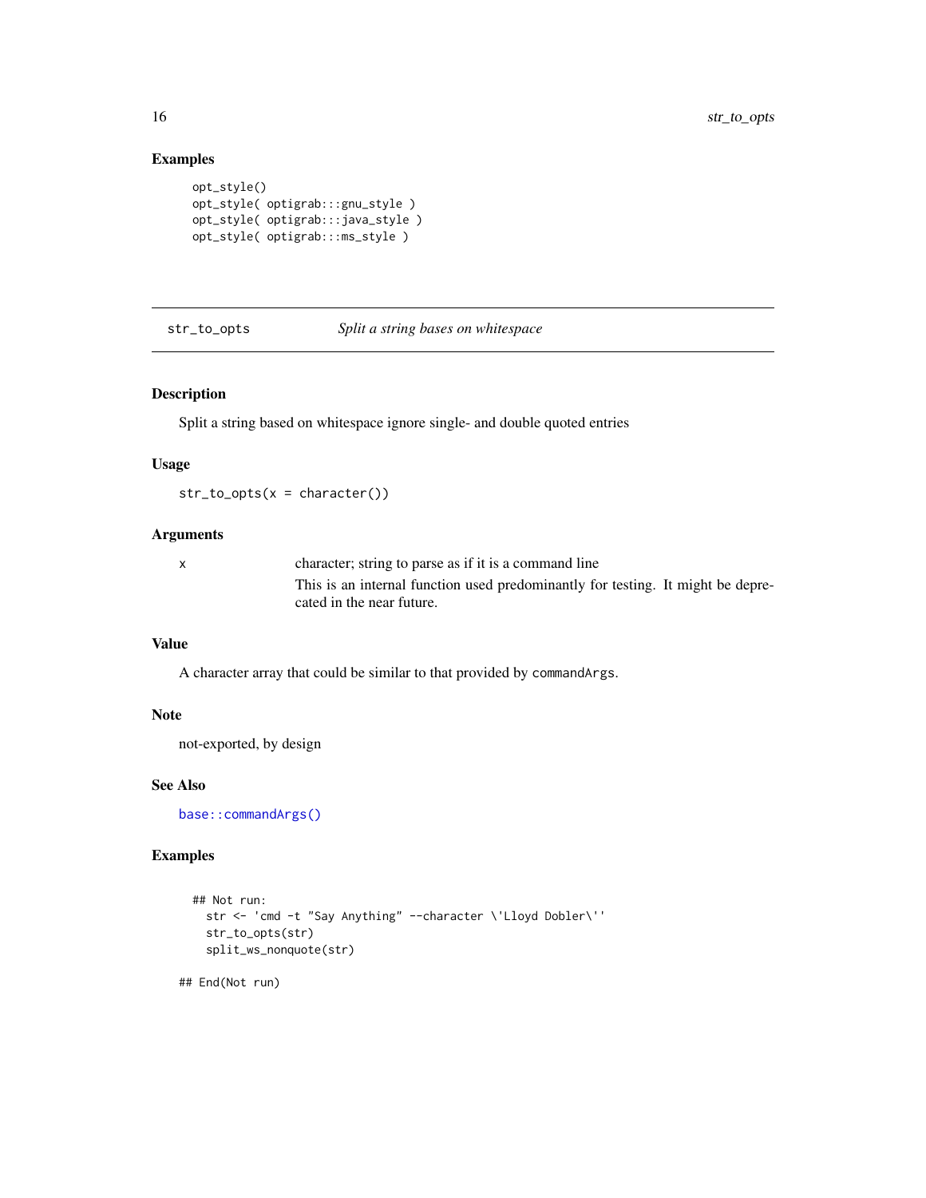## Examples

```
opt_style()
opt_style( optigrab:::gnu_style )
opt_style( optigrab:::java_style )
opt_style( optigrab:::ms_style )
```

---

# str_to_opts &nbsp;&nbsp;&nbsp;&nbsp; *Split a string bases on whitespace*

---

## Description

Split a string based on whitespace ignore single- and double quoted entries

## Usage

```
str_to_opts(x = character())
```

## Arguments

| | |
|---|---|
| x | character; string to parse as if it is a command line<br>This is an internal function used predominantly for testing. It might be deprecated in the near future. |

## Value

A character array that could be similar to that provided by `commandArgs`.

## Note

not-exported, by design

## See Also

`base::commandArgs()`

## Examples

```
## Not run:
  str <- 'cmd -t "Say Anything" --character \'Lloyd Dobler\''
  str_to_opts(str)
  split_ws_nonquote(str)

## End(Not run)
```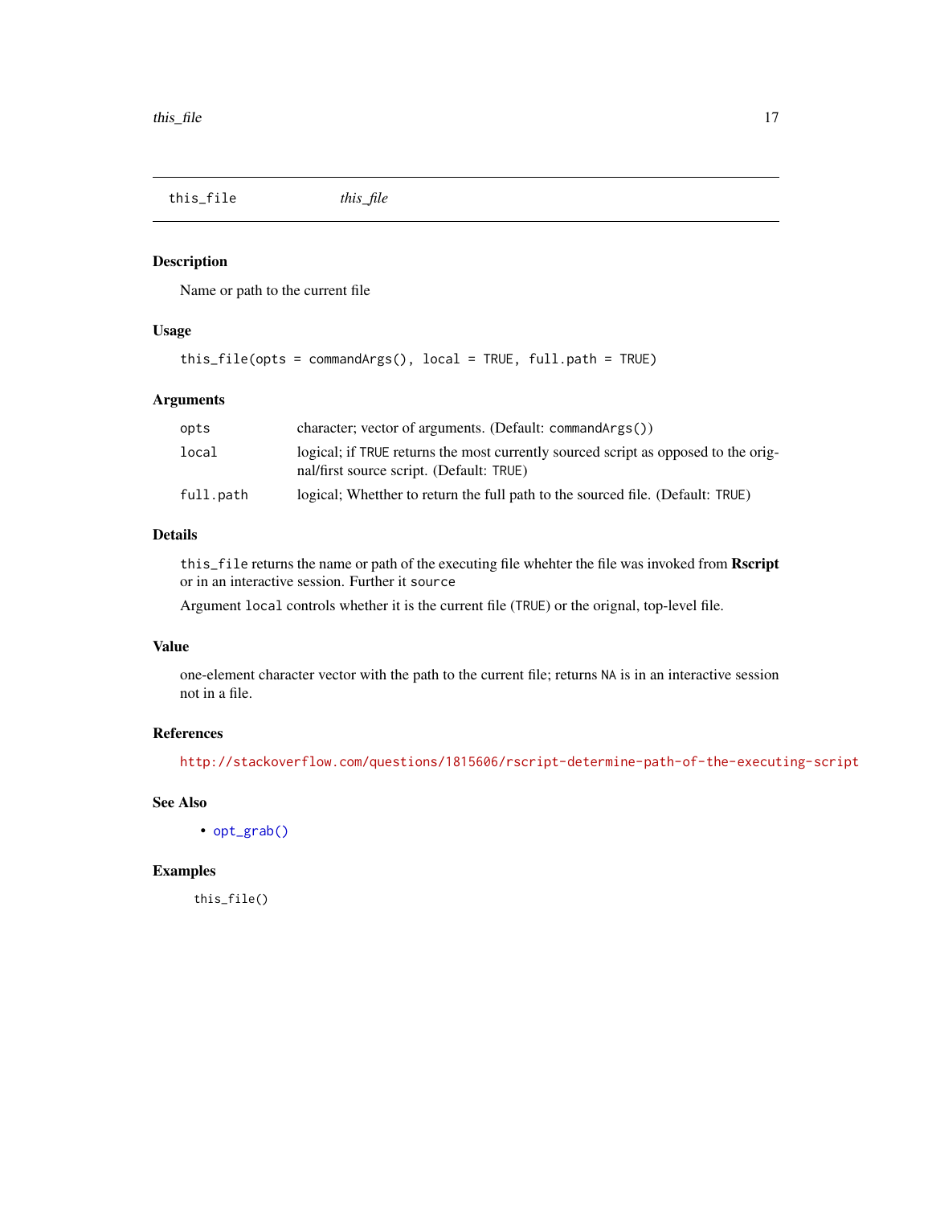## this_file *this_file*

### Description

Name or path to the current file

### Usage

```
this_file(opts = commandArgs(), local = TRUE, full.path = TRUE)
```

### Arguments

| | |
|---|---|
| opts | character; vector of arguments. (Default: `commandArgs()`) |
| local | logical; if `TRUE` returns the most currently sourced script as opposed to the original/first source script. (Default: `TRUE`) |
| full.path | logical; Whetther to return the full path to the sourced file. (Default: `TRUE`) |

### Details

`this_file` returns the name or path of the executing file whehter the file was invoked from **Rscript** or in an interactive session. Further it `source`

Argument `local` controls whether it is the current file (`TRUE`) or the orignal, top-level file.

### Value

one-element character vector with the path to the current file; returns `NA` is in an interactive session not in a file.

### References

http://stackoverflow.com/questions/1815606/rscript-determine-path-of-the-executing-script

### See Also

- `opt_grab()`

### Examples

```
this_file()
```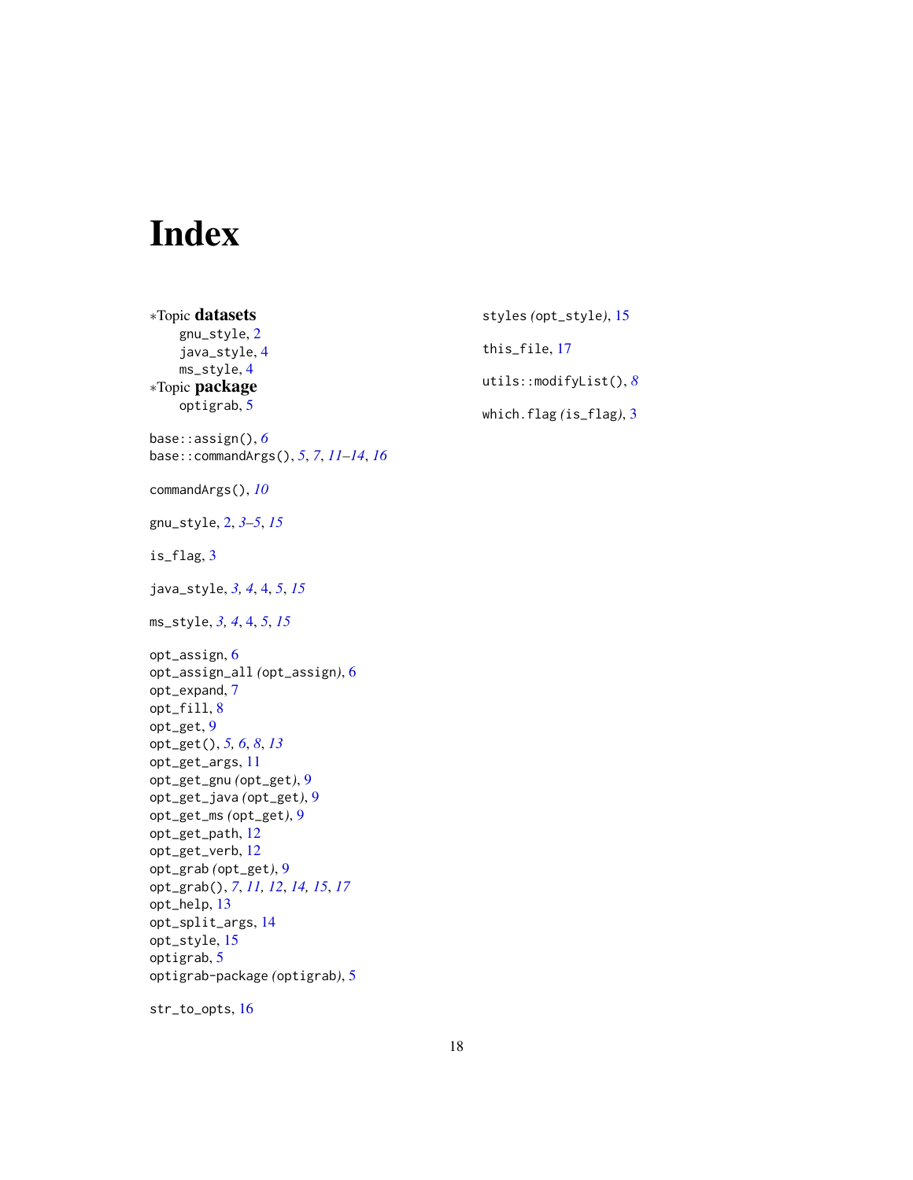# Index

∗Topic **datasets**
- gnu_style, 2
- java_style, 4
- ms_style, 4

∗Topic **package**
- optigrab, 5

base::assign(), *6*
base::commandArgs(), *5*, *7*, *11–14*, *16*

commandArgs(), *10*

gnu_style, 2, *3–5*, *15*

is_flag, 3

java_style, *3, 4*, 4, *5*, *15*

ms_style, *3, 4*, 4, *5*, *15*

opt_assign, 6
opt_assign_all *(*opt_assign*)*, 6
opt_expand, 7
opt_fill, 8
opt_get, 9
opt_get(), *5, 6*, *8*, *13*
opt_get_args, 11
opt_get_gnu *(*opt_get*)*, 9
opt_get_java *(*opt_get*)*, 9
opt_get_ms *(*opt_get*)*, 9
opt_get_path, 12
opt_get_verb, 12
opt_grab *(*opt_get*)*, 9
opt_grab(), *7*, *11, 12*, *14, 15*, *17*
opt_help, 13
opt_split_args, 14
opt_style, 15
optigrab, 5
optigrab-package *(*optigrab*)*, 5

str_to_opts, 16

styles *(*opt_style*)*, 15

this_file, 17

utils::modifyList(), *8*

which.flag *(*is_flag*)*, 3